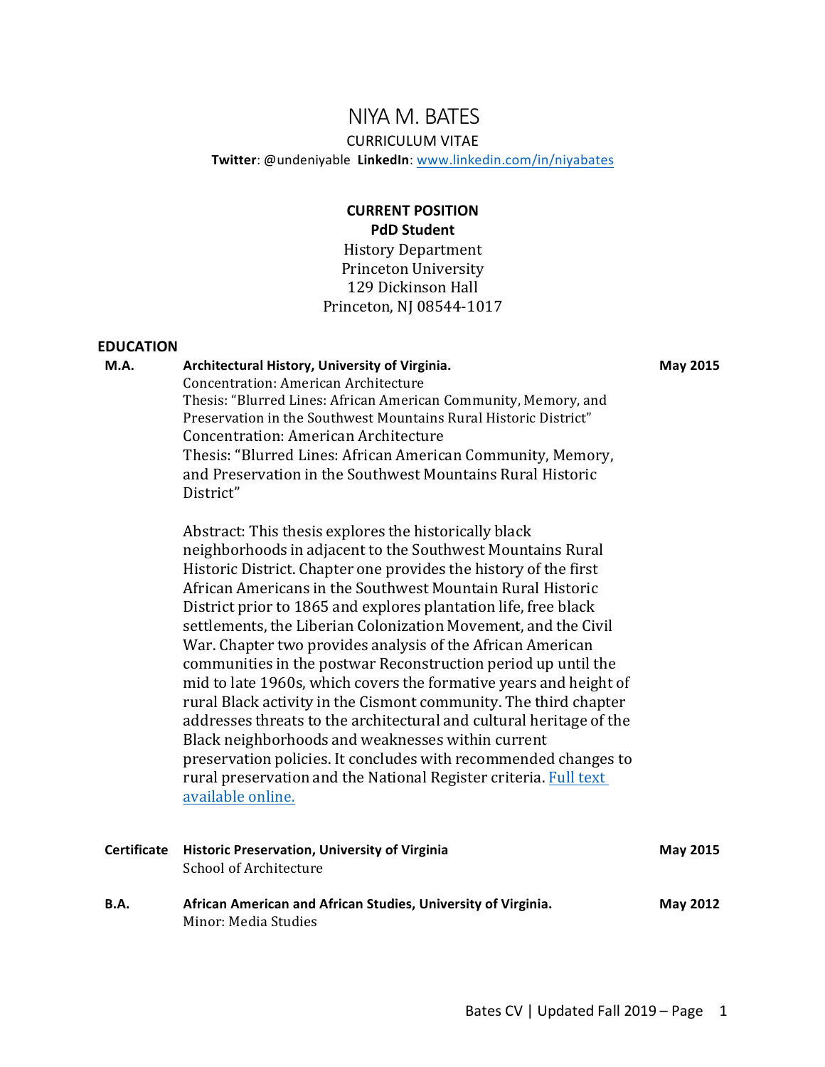# NIYA M. BATES

CURRICULUM VITAE

**Twitter**: @undeniyable **LinkedIn**: [www.linkedin.com/in/niyabates](www.linkedin.com/in/niyabates)

**CURRENT POSITION**

**PdD Student**

History Department
Princeton University
129 Dickinson Hall
Princeton, NJ 08544-1017

## EDUCATION

**M.A.** **Architectural History, University of Virginia.** **May 2015**

Concentration: American Architecture
Thesis: "Blurred Lines: African American Community, Memory, and Preservation in the Southwest Mountains Rural Historic District"
Concentration: American Architecture
Thesis: "Blurred Lines: African American Community, Memory, and Preservation in the Southwest Mountains Rural Historic District"

Abstract: This thesis explores the historically black neighborhoods in adjacent to the Southwest Mountains Rural Historic District. Chapter one provides the history of the first African Americans in the Southwest Mountain Rural Historic District prior to 1865 and explores plantation life, free black settlements, the Liberian Colonization Movement, and the Civil War. Chapter two provides analysis of the African American communities in the postwar Reconstruction period up until the mid to late 1960s, which covers the formative years and height of rural Black activity in the Cismont community. The third chapter addresses threats to the architectural and cultural heritage of the Black neighborhoods and weaknesses within current preservation policies. It concludes with recommended changes to rural preservation and the National Register criteria. Full text available online.

**Certificate** **Historic Preservation, University of Virginia** **May 2015**

School of Architecture

**B.A.** **African American and African Studies, University of Virginia.** **May 2012**

Minor: Media Studies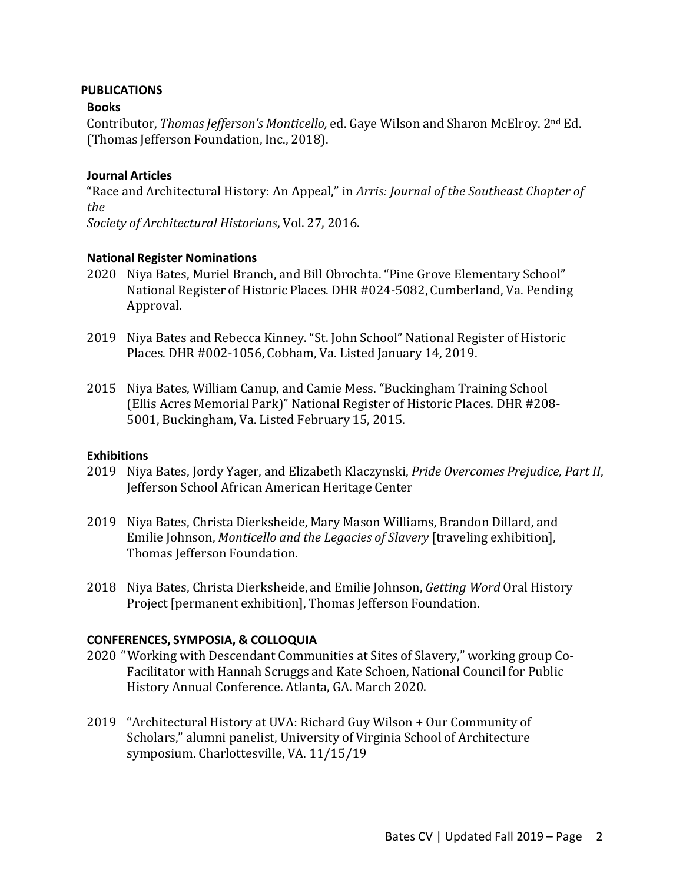## PUBLICATIONS

### Books

Contributor, *Thomas Jefferson's Monticello,* ed. Gaye Wilson and Sharon McElroy. 2nd Ed. (Thomas Jefferson Foundation, Inc., 2018).

### Journal Articles

"Race and Architectural History: An Appeal," in *Arris: Journal of the Southeast Chapter of the Society of Architectural Historians*, Vol. 27, 2016.

### National Register Nominations

2020 Niya Bates, Muriel Branch, and Bill Obrochta. "Pine Grove Elementary School" National Register of Historic Places. DHR #024-5082, Cumberland, Va. Pending Approval.

2019 Niya Bates and Rebecca Kinney. "St. John School" National Register of Historic Places. DHR #002-1056, Cobham, Va. Listed January 14, 2019.

2015 Niya Bates, William Canup, and Camie Mess. "Buckingham Training School (Ellis Acres Memorial Park)" National Register of Historic Places. DHR #208-5001, Buckingham, Va. Listed February 15, 2015.

### Exhibitions

2019 Niya Bates, Jordy Yager, and Elizabeth Klaczynski, *Pride Overcomes Prejudice, Part II*, Jefferson School African American Heritage Center

2019 Niya Bates, Christa Dierksheide, Mary Mason Williams, Brandon Dillard, and Emilie Johnson, *Monticello and the Legacies of Slavery* [traveling exhibition], Thomas Jefferson Foundation.

2018 Niya Bates, Christa Dierksheide, and Emilie Johnson, *Getting Word* Oral History Project [permanent exhibition], Thomas Jefferson Foundation.

## CONFERENCES, SYMPOSIA, & COLLOQUIA

2020 "Working with Descendant Communities at Sites of Slavery," working group Co-Facilitator with Hannah Scruggs and Kate Schoen, National Council for Public History Annual Conference. Atlanta, GA. March 2020.

2019 "Architectural History at UVA: Richard Guy Wilson + Our Community of Scholars," alumni panelist, University of Virginia School of Architecture symposium. Charlottesville, VA. 11/15/19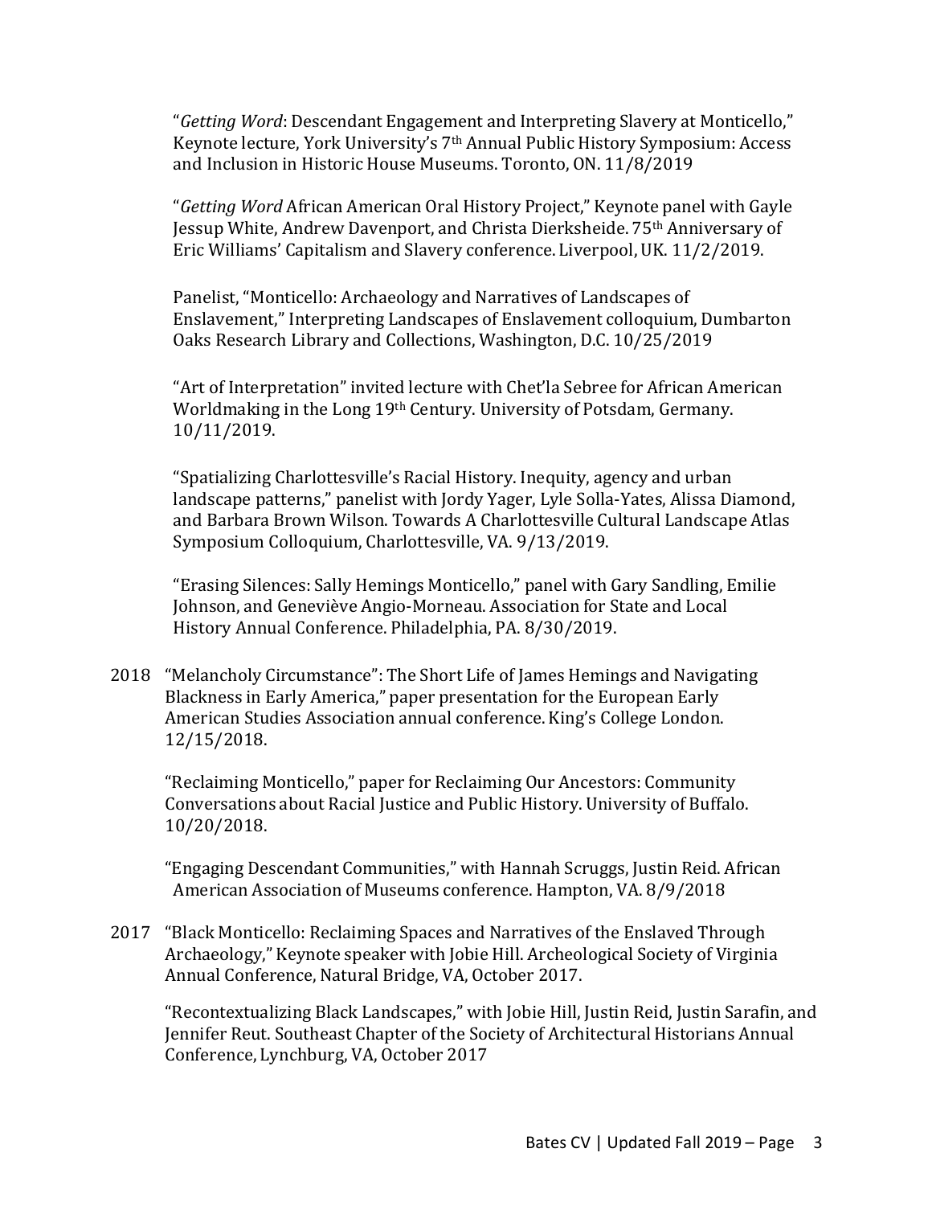"*Getting Word*: Descendant Engagement and Interpreting Slavery at Monticello," Keynote lecture, York University's 7th Annual Public History Symposium: Access and Inclusion in Historic House Museums. Toronto, ON. 11/8/2019

"*Getting Word* African American Oral History Project," Keynote panel with Gayle Jessup White, Andrew Davenport, and Christa Dierksheide. 75th Anniversary of Eric Williams' Capitalism and Slavery conference. Liverpool, UK. 11/2/2019.

Panelist, "Monticello: Archaeology and Narratives of Landscapes of Enslavement," Interpreting Landscapes of Enslavement colloquium, Dumbarton Oaks Research Library and Collections, Washington, D.C. 10/25/2019

"Art of Interpretation" invited lecture with Chet'la Sebree for African American Worldmaking in the Long 19th Century. University of Potsdam, Germany. 10/11/2019.

"Spatializing Charlottesville's Racial History. Inequity, agency and urban landscape patterns," panelist with Jordy Yager, Lyle Solla-Yates, Alissa Diamond, and Barbara Brown Wilson. Towards A Charlottesville Cultural Landscape Atlas Symposium Colloquium, Charlottesville, VA. 9/13/2019.

"Erasing Silences: Sally Hemings Monticello," panel with Gary Sandling, Emilie Johnson, and Geneviève Angio-Morneau. Association for State and Local History Annual Conference. Philadelphia, PA. 8/30/2019.

2018 "Melancholy Circumstance": The Short Life of James Hemings and Navigating Blackness in Early America," paper presentation for the European Early American Studies Association annual conference. King's College London. 12/15/2018.

"Reclaiming Monticello," paper for Reclaiming Our Ancestors: Community Conversations about Racial Justice and Public History. University of Buffalo. 10/20/2018.

"Engaging Descendant Communities," with Hannah Scruggs, Justin Reid. African American Association of Museums conference. Hampton, VA. 8/9/2018

2017 "Black Monticello: Reclaiming Spaces and Narratives of the Enslaved Through Archaeology," Keynote speaker with Jobie Hill. Archeological Society of Virginia Annual Conference, Natural Bridge, VA, October 2017.

"Recontextualizing Black Landscapes," with Jobie Hill, Justin Reid, Justin Sarafin, and Jennifer Reut. Southeast Chapter of the Society of Architectural Historians Annual Conference, Lynchburg, VA, October 2017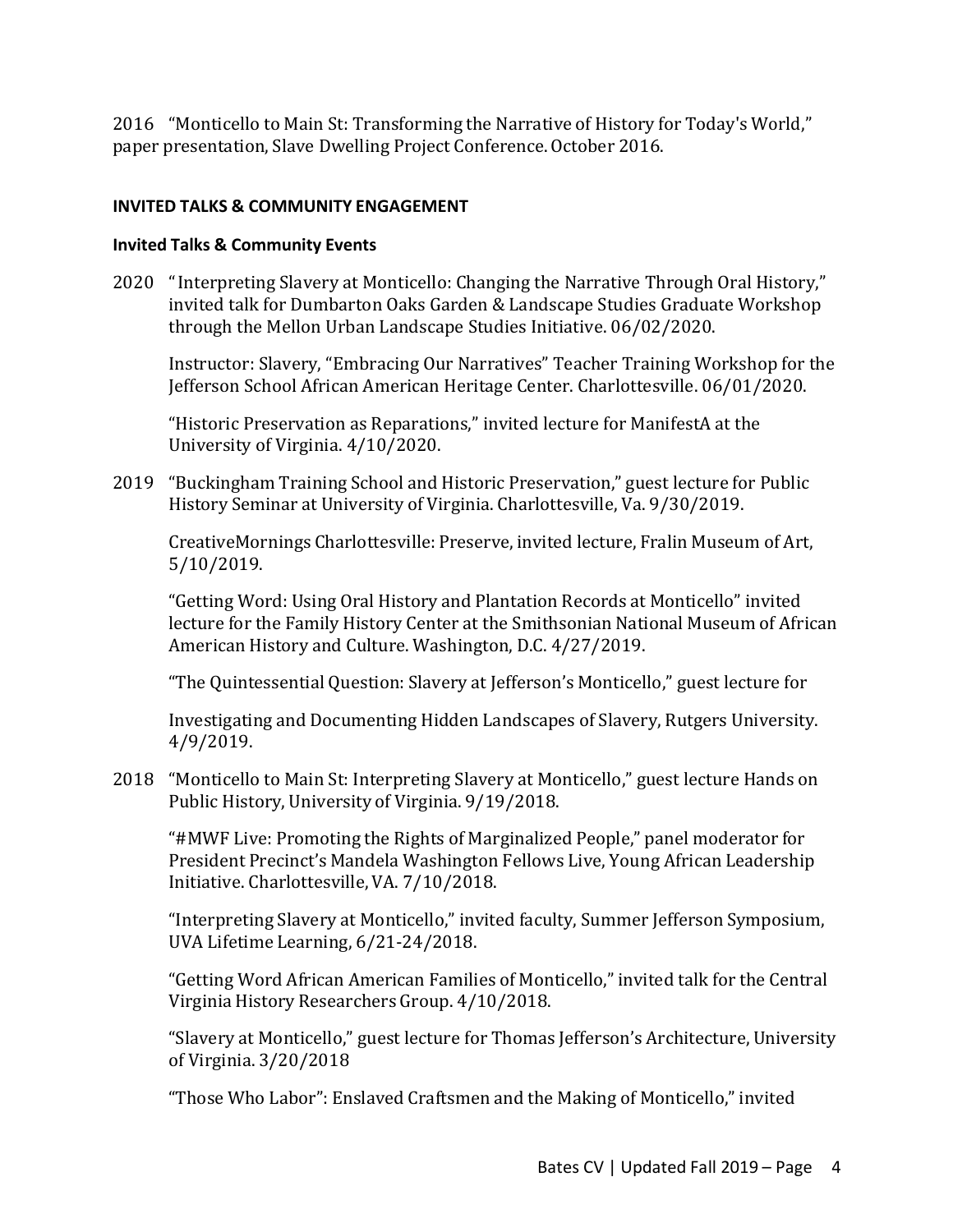2016 "Monticello to Main St: Transforming the Narrative of History for Today's World," paper presentation, Slave Dwelling Project Conference. October 2016.

## INVITED TALKS & COMMUNITY ENGAGEMENT

### Invited Talks & Community Events

2020 " Interpreting Slavery at Monticello: Changing the Narrative Through Oral History," invited talk for Dumbarton Oaks Garden & Landscape Studies Graduate Workshop through the Mellon Urban Landscape Studies Initiative. 06/02/2020.

Instructor: Slavery, "Embracing Our Narratives" Teacher Training Workshop for the Jefferson School African American Heritage Center. Charlottesville. 06/01/2020.

"Historic Preservation as Reparations," invited lecture for ManifestA at the University of Virginia. 4/10/2020.

2019 "Buckingham Training School and Historic Preservation," guest lecture for Public History Seminar at University of Virginia. Charlottesville, Va. 9/30/2019.

CreativeMornings Charlottesville: Preserve, invited lecture, Fralin Museum of Art, 5/10/2019.

"Getting Word: Using Oral History and Plantation Records at Monticello" invited lecture for the Family History Center at the Smithsonian National Museum of African American History and Culture. Washington, D.C. 4/27/2019.

"The Quintessential Question: Slavery at Jefferson's Monticello," guest lecture for

Investigating and Documenting Hidden Landscapes of Slavery, Rutgers University. 4/9/2019.

2018 "Monticello to Main St: Interpreting Slavery at Monticello," guest lecture Hands on Public History, University of Virginia. 9/19/2018.

"#MWF Live: Promoting the Rights of Marginalized People," panel moderator for President Precinct's Mandela Washington Fellows Live, Young African Leadership Initiative. Charlottesville, VA. 7/10/2018.

"Interpreting Slavery at Monticello," invited faculty, Summer Jefferson Symposium, UVA Lifetime Learning, 6/21-24/2018.

"Getting Word African American Families of Monticello," invited talk for the Central Virginia History Researchers Group. 4/10/2018.

"Slavery at Monticello," guest lecture for Thomas Jefferson's Architecture, University of Virginia. 3/20/2018

"Those Who Labor": Enslaved Craftsmen and the Making of Monticello," invited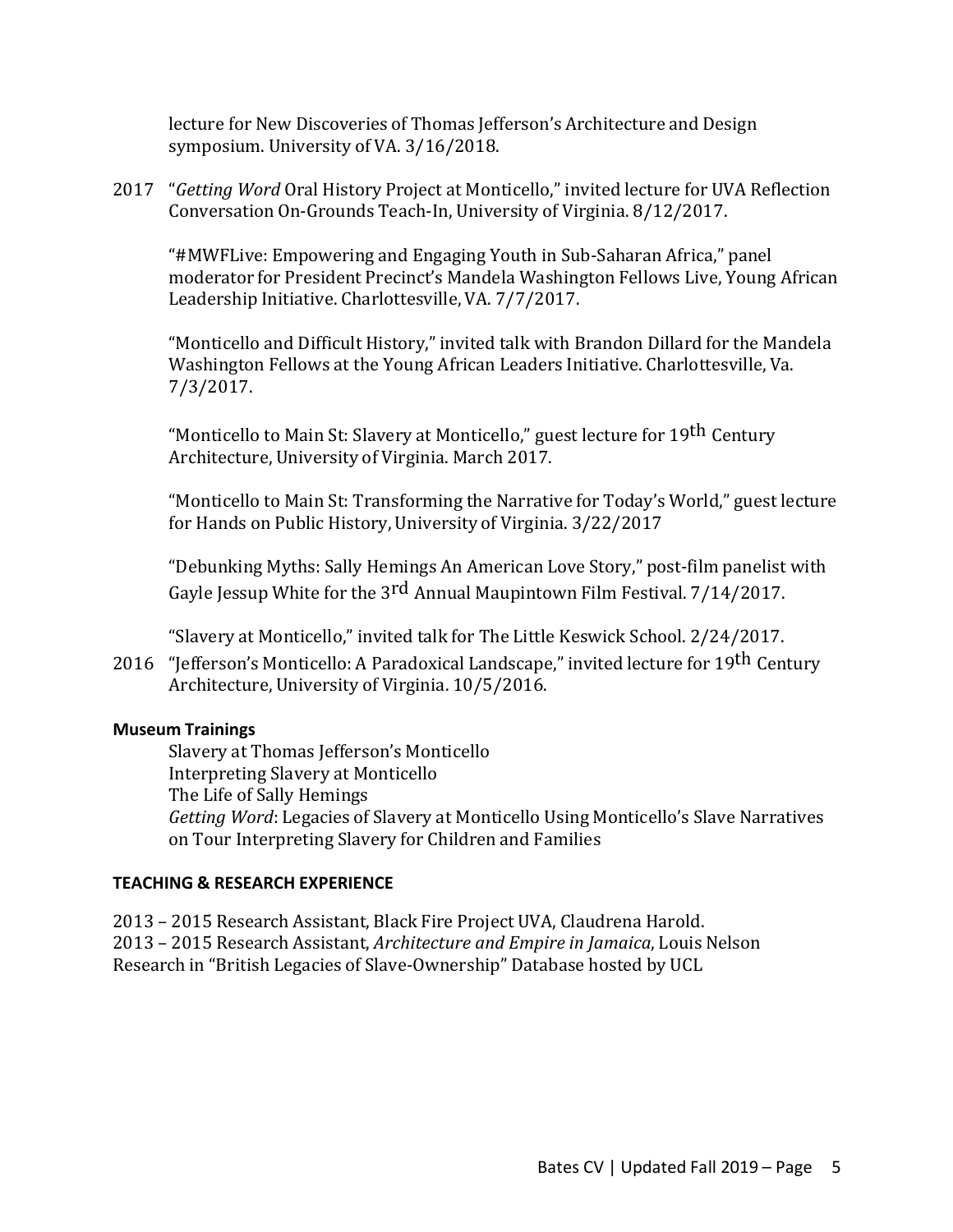lecture for New Discoveries of Thomas Jefferson's Architecture and Design symposium. University of VA. 3/16/2018.

2017 "*Getting Word* Oral History Project at Monticello," invited lecture for UVA Reflection Conversation On-Grounds Teach-In, University of Virginia. 8/12/2017.

"#MWFLive: Empowering and Engaging Youth in Sub-Saharan Africa," panel moderator for President Precinct's Mandela Washington Fellows Live, Young African Leadership Initiative. Charlottesville, VA. 7/7/2017.

"Monticello and Difficult History," invited talk with Brandon Dillard for the Mandela Washington Fellows at the Young African Leaders Initiative. Charlottesville, Va. 7/3/2017.

"Monticello to Main St: Slavery at Monticello," guest lecture for 19th Century Architecture, University of Virginia. March 2017.

"Monticello to Main St: Transforming the Narrative for Today's World," guest lecture for Hands on Public History, University of Virginia. 3/22/2017

"Debunking Myths: Sally Hemings An American Love Story," post-film panelist with Gayle Jessup White for the 3rd Annual Maupintown Film Festival. 7/14/2017.

"Slavery at Monticello," invited talk for The Little Keswick School. 2/24/2017.

2016 "Jefferson's Monticello: A Paradoxical Landscape," invited lecture for 19th Century Architecture, University of Virginia. 10/5/2016.

**Museum Trainings**

Slavery at Thomas Jefferson's Monticello
Interpreting Slavery at Monticello
The Life of Sally Hemings
*Getting Word*: Legacies of Slavery at Monticello Using Monticello's Slave Narratives on Tour Interpreting Slavery for Children and Families

**TEACHING & RESEARCH EXPERIENCE**

2013 – 2015 Research Assistant, Black Fire Project UVA, Claudrena Harold.
2013 – 2015 Research Assistant, *Architecture and Empire in Jamaica*, Louis Nelson
Research in "British Legacies of Slave-Ownership" Database hosted by UCL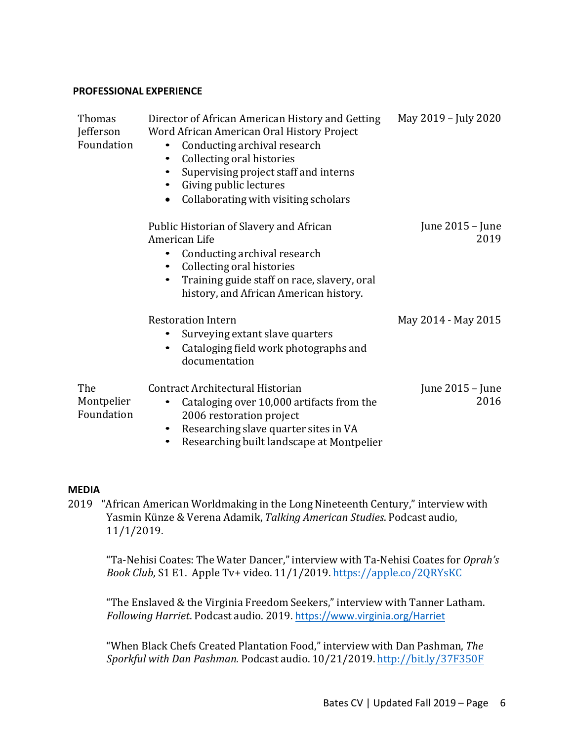## PROFESSIONAL EXPERIENCE

**Thomas Jefferson Foundation**

Director of African American History and Getting Word African American Oral History Project — May 2019 – July 2020

- Conducting archival research
- Collecting oral histories
- Supervising project staff and interns
- Giving public lectures
- Collaborating with visiting scholars

Public Historian of Slavery and African American Life — June 2015 – June 2019

- Conducting archival research
- Collecting oral histories
- Training guide staff on race, slavery, oral history, and African American history.

Restoration Intern — May 2014 - May 2015

- Surveying extant slave quarters
- Cataloging field work photographs and documentation

**The Montpelier Foundation**

Contract Architectural Historian — June 2015 – June 2016

- Cataloging over 10,000 artifacts from the 2006 restoration project
- Researching slave quarter sites in VA
- Researching built landscape at Montpelier

## MEDIA

2019 "African American Worldmaking in the Long Nineteenth Century," interview with Yasmin Künze & Verena Adamik, *Talking American Studies*. Podcast audio, 11/1/2019.

"Ta-Nehisi Coates: The Water Dancer," interview with Ta-Nehisi Coates for *Oprah's Book Club*, S1 E1. Apple Tv+ video. 11/1/2019. https://apple.co/2QRYsKC

"The Enslaved & the Virginia Freedom Seekers," interview with Tanner Latham. *Following Harriet*. Podcast audio. 2019. https://www.virginia.org/Harriet

"When Black Chefs Created Plantation Food," interview with Dan Pashman, *The Sporkful with Dan Pashman.* Podcast audio. 10/21/2019. http://bit.ly/37F350F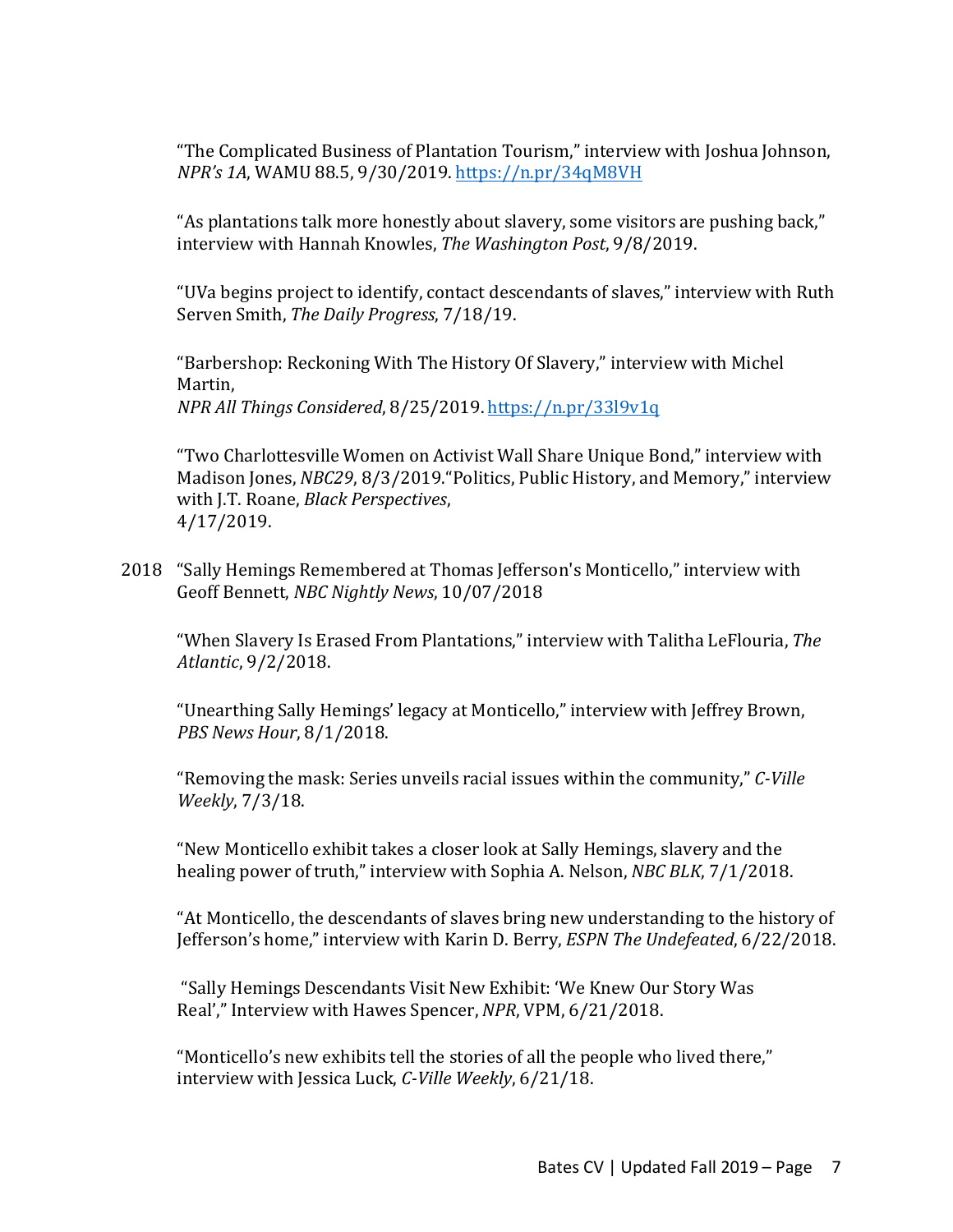"The Complicated Business of Plantation Tourism," interview with Joshua Johnson, *NPR's 1A*, WAMU 88.5, 9/30/2019. https://n.pr/34qM8VH

"As plantations talk more honestly about slavery, some visitors are pushing back," interview with Hannah Knowles, *The Washington Post*, 9/8/2019.

"UVa begins project to identify, contact descendants of slaves," interview with Ruth Serven Smith, *The Daily Progress*, 7/18/19.

"Barbershop: Reckoning With The History Of Slavery," interview with Michel Martin, *NPR All Things Considered*, 8/25/2019. https://n.pr/33l9v1q

"Two Charlottesville Women on Activist Wall Share Unique Bond," interview with Madison Jones, *NBC29*, 8/3/2019."Politics, Public History, and Memory," interview with J.T. Roane, *Black Perspectives*, 4/17/2019.

2018 "Sally Hemings Remembered at Thomas Jefferson's Monticello," interview with Geoff Bennett, *NBC Nightly News*, 10/07/2018

"When Slavery Is Erased From Plantations," interview with Talitha LeFlouria, *The Atlantic*, 9/2/2018.

"Unearthing Sally Hemings' legacy at Monticello," interview with Jeffrey Brown, *PBS News Hour*, 8/1/2018.

"Removing the mask: Series unveils racial issues within the community," *C-Ville Weekly*, 7/3/18.

"New Monticello exhibit takes a closer look at Sally Hemings, slavery and the healing power of truth," interview with Sophia A. Nelson, *NBC BLK*, 7/1/2018.

"At Monticello, the descendants of slaves bring new understanding to the history of Jefferson's home," interview with Karin D. Berry, *ESPN The Undefeated*, 6/22/2018.

"Sally Hemings Descendants Visit New Exhibit: 'We Knew Our Story Was Real'," Interview with Hawes Spencer, *NPR*, VPM, 6/21/2018.

"Monticello's new exhibits tell the stories of all the people who lived there," interview with Jessica Luck, *C-Ville Weekly*, 6/21/18.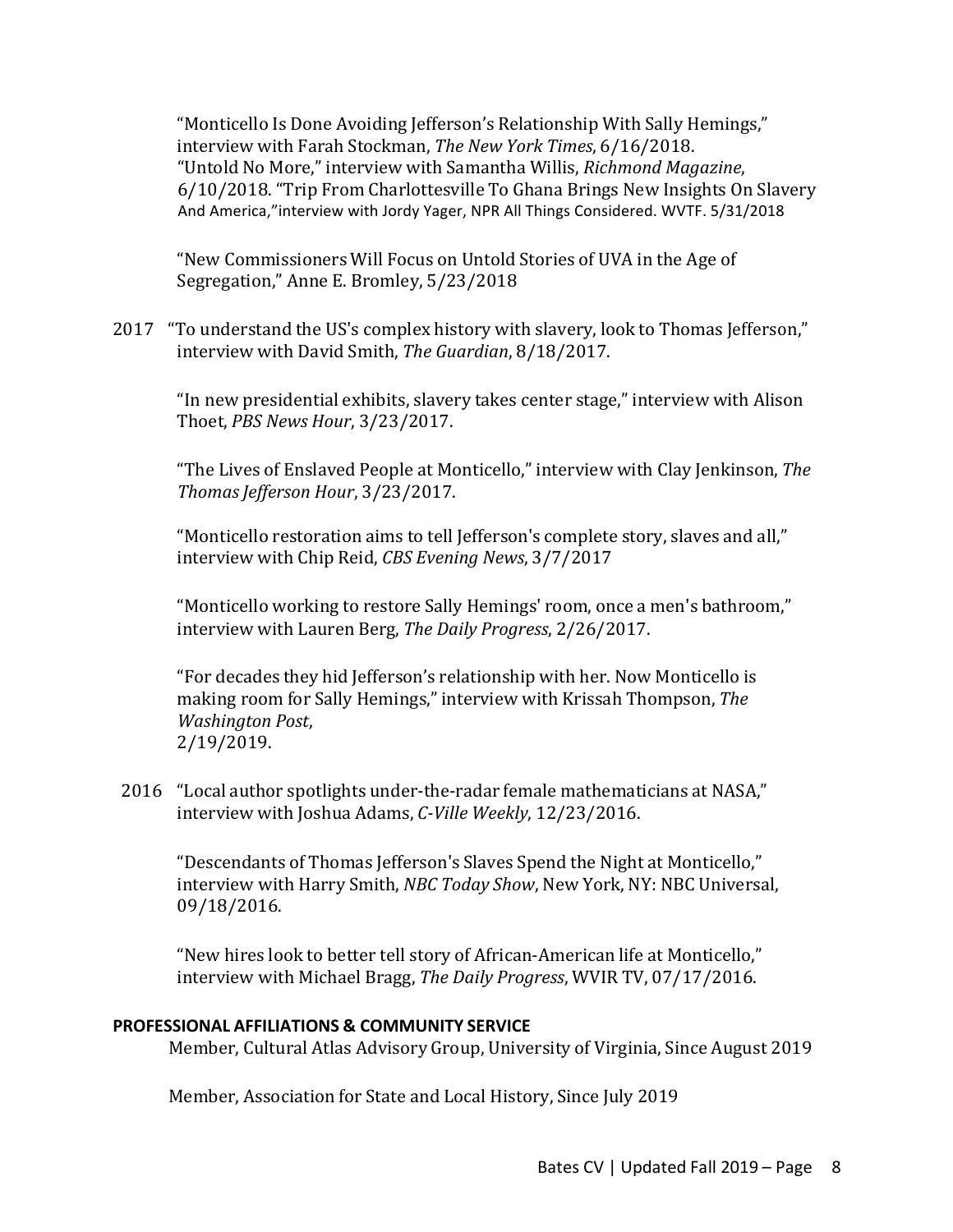“Monticello Is Done Avoiding Jefferson’s Relationship With Sally Hemings,” interview with Farah Stockman, *The New York Times*, 6/16/2018.
“Untold No More,” interview with Samantha Willis, *Richmond Magazine*, 6/10/2018. “Trip From Charlottesville To Ghana Brings New Insights On Slavery And America,”interview with Jordy Yager, NPR All Things Considered. WVTF. 5/31/2018

“New Commissioners Will Focus on Untold Stories of UVA in the Age of Segregation,” Anne E. Bromley, 5/23/2018

2017 “To understand the US's complex history with slavery, look to Thomas Jefferson,” interview with David Smith, *The Guardian*, 8/18/2017.

“In new presidential exhibits, slavery takes center stage,” interview with Alison Thoet, *PBS News Hour*, 3/23/2017.

“The Lives of Enslaved People at Monticello,” interview with Clay Jenkinson, *The Thomas Jefferson Hour*, 3/23/2017.

“Monticello restoration aims to tell Jefferson's complete story, slaves and all,” interview with Chip Reid, *CBS Evening News*, 3/7/2017

“Monticello working to restore Sally Hemings' room, once a men's bathroom,” interview with Lauren Berg, *The Daily Progress*, 2/26/2017.

“For decades they hid Jefferson’s relationship with her. Now Monticello is making room for Sally Hemings,” interview with Krissah Thompson, *The Washington Post*,
2/19/2019.

2016 “Local author spotlights under-the-radar female mathematicians at NASA,” interview with Joshua Adams, *C-Ville Weekly*, 12/23/2016.

“Descendants of Thomas Jefferson's Slaves Spend the Night at Monticello,” interview with Harry Smith, *NBC Today Show*, New York, NY: NBC Universal, 09/18/2016.

“New hires look to better tell story of African-American life at Monticello,” interview with Michael Bragg, *The Daily Progress*, WVIR TV, 07/17/2016.

**PROFESSIONAL AFFILIATIONS & COMMUNITY SERVICE**

Member, Cultural Atlas Advisory Group, University of Virginia, Since August 2019

Member, Association for State and Local History, Since July 2019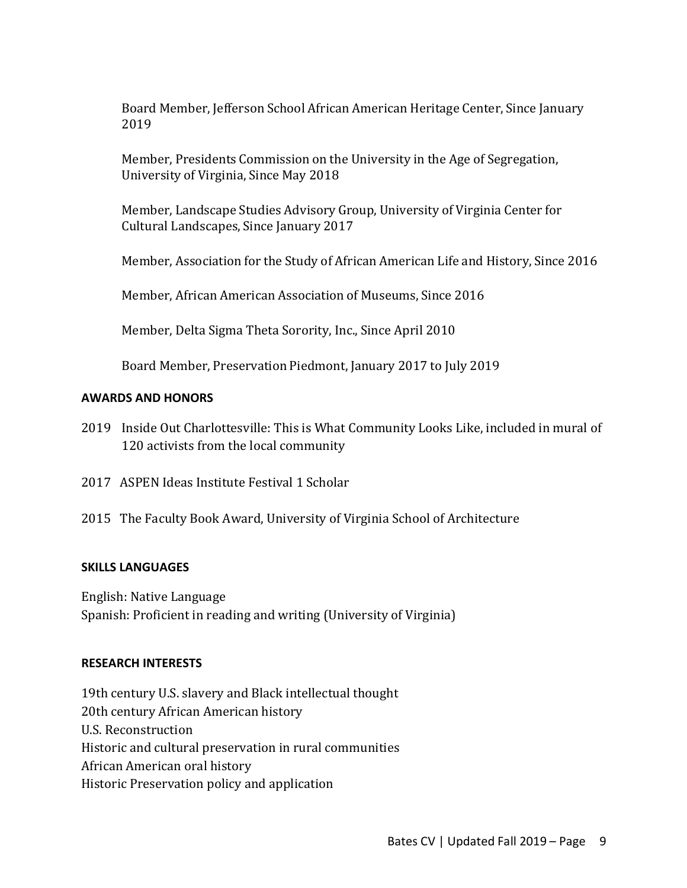Board Member, Jefferson School African American Heritage Center, Since January 2019

Member, Presidents Commission on the University in the Age of Segregation, University of Virginia, Since May 2018

Member, Landscape Studies Advisory Group, University of Virginia Center for Cultural Landscapes, Since January 2017

Member, Association for the Study of African American Life and History, Since 2016

Member, African American Association of Museums, Since 2016

Member, Delta Sigma Theta Sorority, Inc., Since April 2010

Board Member, Preservation Piedmont, January 2017 to July 2019

**AWARDS AND HONORS**

2019 Inside Out Charlottesville: This is What Community Looks Like, included in mural of 120 activists from the local community

2017 ASPEN Ideas Institute Festival 1 Scholar

2015 The Faculty Book Award, University of Virginia School of Architecture

**SKILLS LANGUAGES**

English: Native Language
Spanish: Proficient in reading and writing (University of Virginia)

**RESEARCH INTERESTS**

19th century U.S. slavery and Black intellectual thought
20th century African American history
U.S. Reconstruction
Historic and cultural preservation in rural communities
African American oral history
Historic Preservation policy and application